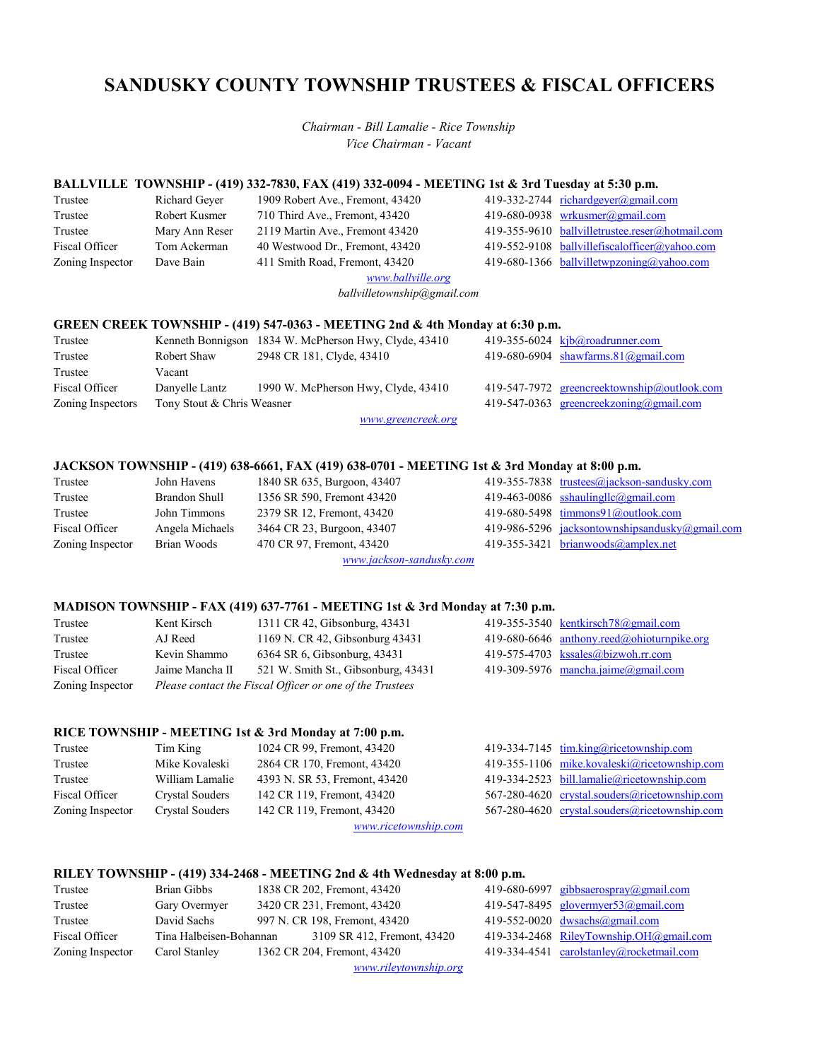# SANDUSKY COUNTY TOWNSHIP TRUSTEES & FISCAL OFFICERS

*Chairman - Bill Lamalie - Rice Township*
*Vice Chairman - Vacant*

### BALLVILLE TOWNSHIP - (419) 332-7830, FAX (419) 332-0094 - MEETING 1st & 3rd Tuesday at 5:30 p.m.

| | | | | |
|---|---|---|---|---|
| Trustee | Richard Geyer | 1909 Robert Ave., Fremont, 43420 | 419-332-2744 | richardgeyer@gmail.com |
| Trustee | Robert Kusmer | 710 Third Ave., Fremont, 43420 | 419-680-0938 | wrkusmer@gmail.com |
| Trustee | Mary Ann Reser | 2119 Martin Ave., Fremont 43420 | 419-355-9610 | ballvilletrustee.reser@hotmail.com |
| Fiscal Officer | Tom Ackerman | 40 Westwood Dr., Fremont, 43420 | 419-552-9108 | ballvillefiscalofficer@yahoo.com |
| Zoning Inspector | Dave Bain | 411 Smith Road, Fremont, 43420 | 419-680-1366 | ballvilletwpzoning@yahoo.com |

*www.ballville.org*
*ballvilletownship@gmail.com*

### GREEN CREEK TOWNSHIP - (419) 547-0363 - MEETING 2nd & 4th Monday at 6:30 p.m.

| | | | | |
|---|---|---|---|---|
| Trustee | Kenneth Bonnigson | 1834 W. McPherson Hwy, Clyde, 43410 | 419-355-6024 | kjb@roadrunner.com |
| Trustee | Robert Shaw | 2948 CR 181, Clyde, 43410 | 419-680-6904 | shawfarms.81@gmail.com |
| Trustee | Vacant | | | |
| Fiscal Officer | Danyelle Lantz | 1990 W. McPherson Hwy, Clyde, 43410 | 419-547-7972 | greencreektownship@outlook.com |
| Zoning Inspectors | Tony Stout & Chris Weasner | | 419-547-0363 | greencreekzoning@gmail.com |

*www.greencreek.org*

### JACKSON TOWNSHIP - (419) 638-6661, FAX (419) 638-0701 - MEETING 1st & 3rd Monday at 8:00 p.m.

| | | | | |
|---|---|---|---|---|
| Trustee | John Havens | 1840 SR 635, Burgoon, 43407 | 419-355-7838 | trustees@jackson-sandusky.com |
| Trustee | Brandon Shull | 1356 SR 590, Fremont 43420 | 419-463-0086 | sshaulingllc@gmail.com |
| Trustee | John Timmons | 2379 SR 12, Fremont, 43420 | 419-680-5498 | timmons91@outlook.com |
| Fiscal Officer | Angela Michaels | 3464 CR 23, Burgoon, 43407 | 419-986-5296 | jacksontownshipsandusky@gmail.com |
| Zoning Inspector | Brian Woods | 470 CR 97, Fremont, 43420 | 419-355-3421 | brianwoods@amplex.net |

*www.jackson-sandusky.com*

### MADISON TOWNSHIP - FAX (419) 637-7761 - MEETING 1st & 3rd Monday at 7:30 p.m.

| | | | | |
|---|---|---|---|---|
| Trustee | Kent Kirsch | 1311 CR 42, Gibsonburg, 43431 | 419-355-3540 | kentkirsch78@gmail.com |
| Trustee | AJ Reed | 1169 N. CR 42, Gibsonburg 43431 | 419-680-6646 | anthony.reed@ohioturnpike.org |
| Trustee | Kevin Shammo | 6364 SR 6, Gibsonburg, 43431 | 419-575-4703 | kssales@bizwoh.rr.com |
| Fiscal Officer | Jaime Mancha II | 521 W. Smith St., Gibsonburg, 43431 | 419-309-5976 | mancha.jaime@gmail.com |
| Zoning Inspector | *Please contact the Fiscal Officer or one of the Trustees* | | | |

### RICE TOWNSHIP - MEETING 1st & 3rd Monday at 7:00 p.m.

| | | | | |
|---|---|---|---|---|
| Trustee | Tim King | 1024 CR 99, Fremont, 43420 | 419-334-7145 | tim.king@ricetownship.com |
| Trustee | Mike Kovaleski | 2864 CR 170, Fremont, 43420 | 419-355-1106 | mike.kovaleski@ricetownship.com |
| Trustee | William Lamalie | 4393 N. SR 53, Fremont, 43420 | 419-334-2523 | bill.lamalie@ricetownship.com |
| Fiscal Officer | Crystal Souders | 142 CR 119, Fremont, 43420 | 567-280-4620 | crystal.souders@ricetownship.com |
| Zoning Inspector | Crystal Souders | 142 CR 119, Fremont, 43420 | 567-280-4620 | crystal.souders@ricetownship.com |

*www.ricetownship.com*

### RILEY TOWNSHIP - (419) 334-2468 - MEETING 2nd & 4th Wednesday at 8:00 p.m.

| | | | | |
|---|---|---|---|---|
| Trustee | Brian Gibbs | 1838 CR 202, Fremont, 43420 | 419-680-6997 | gibbsaerospray@gmail.com |
| Trustee | Gary Overmyer | 3420 CR 231, Fremont, 43420 | 419-547-8495 | glovermyer53@gmail.com |
| Trustee | David Sachs | 997 N. CR 198, Fremont, 43420 | 419-552-0020 | dwsachs@gmail.com |
| Fiscal Officer | Tina Halbeisen-Bohannan | 3109 SR 412, Fremont, 43420 | 419-334-2468 | RileyTownship.OH@gmail.com |
| Zoning Inspector | Carol Stanley | 1362 CR 204, Fremont, 43420 | 419-334-4541 | carolstanley@rocketmail.com |

*www.rileytownship.org*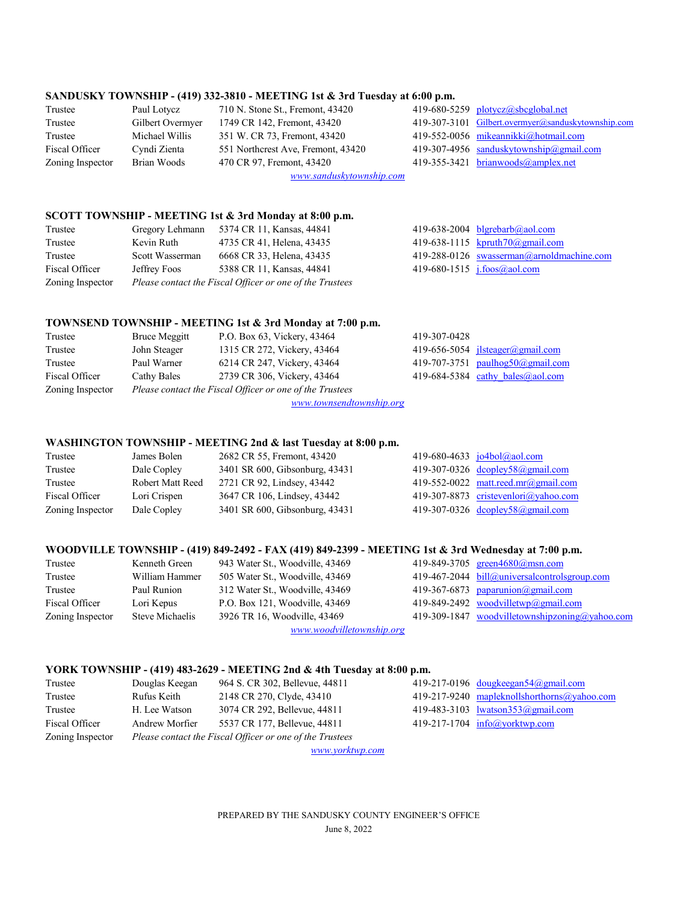**SANDUSKY TOWNSHIP - (419) 332-3810 - MEETING 1st & 3rd Tuesday at 6:00 p.m.**

| | | | | |
|---|---|---|---|---|
| Trustee | Paul Lotycz | 710 N. Stone St., Fremont, 43420 | 419-680-5259 | plotycz@sbcglobal.net |
| Trustee | Gilbert Overmyer | 1749 CR 142, Fremont, 43420 | 419-307-3101 | Gilbert.overmyer@sanduskytownship.com |
| Trustee | Michael Willis | 351 W. CR 73, Fremont, 43420 | 419-552-0056 | mikeannikki@hotmail.com |
| Fiscal Officer | Cyndi Zienta | 551 Northcrest Ave, Fremont, 43420 | 419-307-4956 | sanduskytownship@gmail.com |
| Zoning Inspector | Brian Woods | 470 CR 97, Fremont, 43420 | 419-355-3421 | brianwoods@amplex.net |

*www.sanduskytownship.com*

**SCOTT TOWNSHIP - MEETING 1st & 3rd Monday at 8:00 p.m.**

| | | | | |
|---|---|---|---|---|
| Trustee | Gregory Lehmann | 5374 CR 11, Kansas, 44841 | 419-638-2004 | blgrebarb@aol.com |
| Trustee | Kevin Ruth | 4735 CR 41, Helena, 43435 | 419-638-1115 | kpruth70@gmail.com |
| Trustee | Scott Wasserman | 6668 CR 33, Helena, 43435 | 419-288-0126 | swasserman@arnoldmachine.com |
| Fiscal Officer | Jeffrey Foos | 5388 CR 11, Kansas, 44841 | 419-680-1515 | j.foos@aol.com |
| Zoning Inspector | *Please contact the Fiscal Officer or one of the Trustees* | | | |

**TOWNSEND TOWNSHIP - MEETING 1st & 3rd Monday at 7:00 p.m.**

| | | | | |
|---|---|---|---|---|
| Trustee | Bruce Meggitt | P.O. Box 63, Vickery, 43464 | 419-307-0428 | |
| Trustee | John Steager | 1315 CR 272, Vickery, 43464 | 419-656-5054 | jlsteager@gmail.com |
| Trustee | Paul Warner | 6214 CR 247, Vickery, 43464 | 419-707-3751 | paulhog50@gmail.com |
| Fiscal Officer | Cathy Bales | 2739 CR 306, Vickery, 43464 | 419-684-5384 | cathy_bales@aol.com |
| Zoning Inspector | *Please contact the Fiscal Officer or one of the Trustees* | | | |

*www.townsendtownship.org*

**WASHINGTON TOWNSHIP - MEETING 2nd & last Tuesday at 8:00 p.m.**

| | | | | |
|---|---|---|---|---|
| Trustee | James Bolen | 2682 CR 55, Fremont, 43420 | 419-680-4633 | jo4bol@aol.com |
| Trustee | Dale Copley | 3401 SR 600, Gibsonburg, 43431 | 419-307-0326 | dcopley58@gmail.com |
| Trustee | Robert Matt Reed | 2721 CR 92, Lindsey, 43442 | 419-552-0022 | matt.reed.mr@gmail.com |
| Fiscal Officer | Lori Crispen | 3647 CR 106, Lindsey, 43442 | 419-307-8873 | cristevenlori@yahoo.com |
| Zoning Inspector | Dale Copley | 3401 SR 600, Gibsonburg, 43431 | 419-307-0326 | dcopley58@gmail.com |

**WOODVILLE TOWNSHIP - (419) 849-2492 - FAX (419) 849-2399 - MEETING 1st & 3rd Wednesday at 7:00 p.m.**

| | | | | |
|---|---|---|---|---|
| Trustee | Kenneth Green | 943 Water St., Woodville, 43469 | 419-849-3705 | green4680@msn.com |
| Trustee | William Hammer | 505 Water St., Woodville, 43469 | 419-467-2044 | bill@universalcontrolsgroup.com |
| Trustee | Paul Runion | 312 Water St., Woodville, 43469 | 419-367-6873 | paparunion@gmail.com |
| Fiscal Officer | Lori Kepus | P.O. Box 121, Woodville, 43469 | 419-849-2492 | woodvilletwp@gmail.com |
| Zoning Inspector | Steve Michaelis | 3926 TR 16, Woodville, 43469 | 419-309-1847 | woodvilletownshipzoning@yahoo.com |

*www.woodvilletownship.org*

**YORK TOWNSHIP - (419) 483-2629 - MEETING 2nd & 4th Tuesday at 8:00 p.m.**

| | | | | |
|---|---|---|---|---|
| Trustee | Douglas Keegan | 964 S. CR 302, Bellevue, 44811 | 419-217-0196 | dougkeegan54@gmail.com |
| Trustee | Rufus Keith | 2148 CR 270, Clyde, 43410 | 419-217-9240 | mapleknollshorthorns@yahoo.com |
| Trustee | H. Lee Watson | 3074 CR 292, Bellevue, 44811 | 419-483-3103 | lwatson353@gmail.com |
| Fiscal Officer | Andrew Morfier | 5537 CR 177, Bellevue, 44811 | 419-217-1704 | info@yorktwp.com |
| Zoning Inspector | *Please contact the Fiscal Officer or one of the Trustees* | | | |

*www.yorktwp.com*

PREPARED BY THE SANDUSKY COUNTY ENGINEER'S OFFICE

June 8, 2022